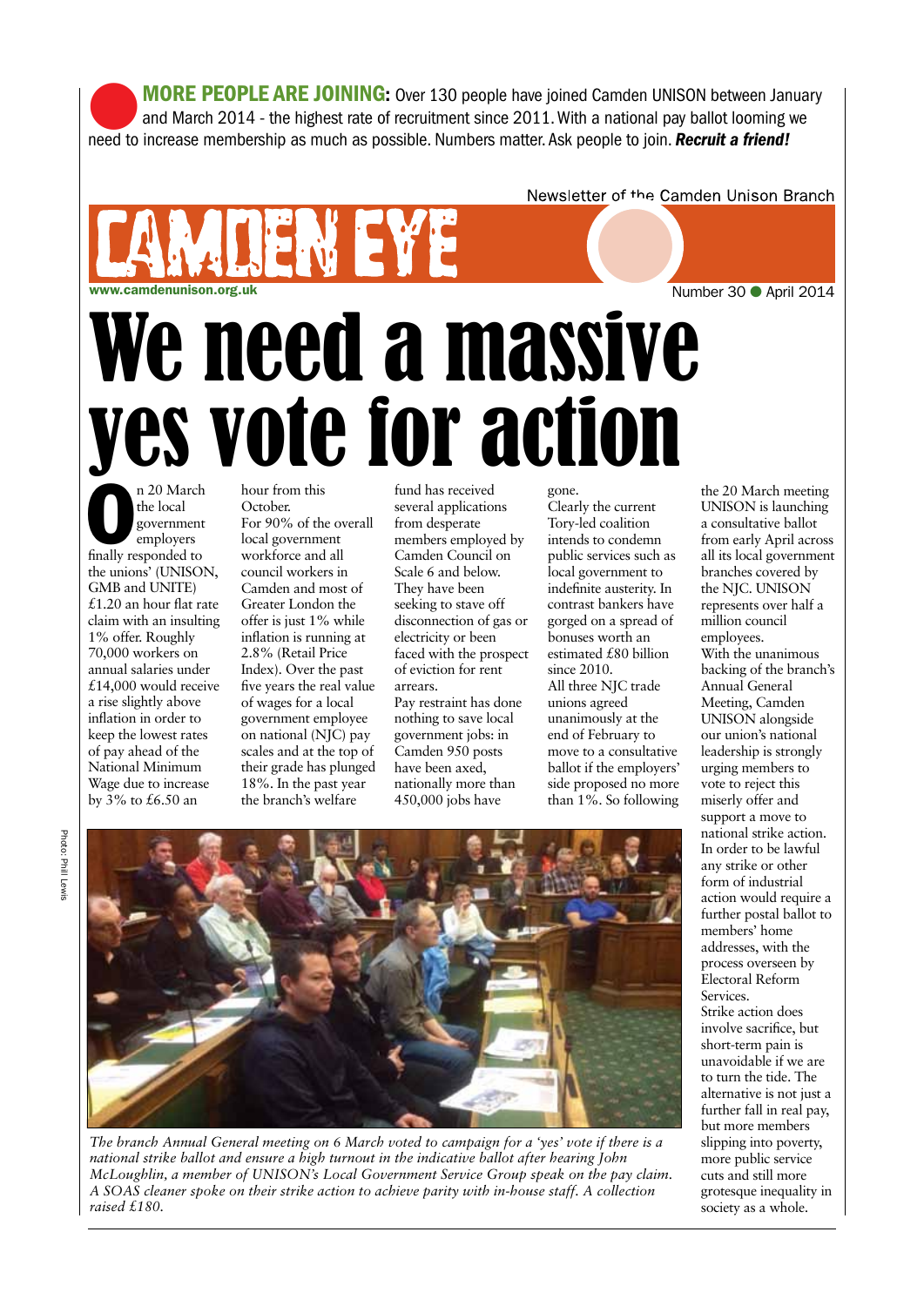**MORE PEOPLE ARE JOINING:** Over 130 people have joined Camden UNISON between January and March 2014 - the highest rate of recruitment since 2011. With a national pay ballot looming we need to increase membership as much as possible. Numbers matter. Ask people to join. ***Recruit a friend!***

Newsletter of the Camden Unison Branch

# CAMDEN EYE

www.camdenunison.org.uk

Number 30 ● April 2014

# We need a massive yes vote for action

On 20 March the local government employers finally responded to the unions' (UNISON, GMB and UNITE) £1.20 an hour flat rate claim with an insulting 1% offer. Roughly 70,000 workers on annual salaries under £14,000 would receive a rise slightly above inflation in order to keep the lowest rates of pay ahead of the National Minimum Wage due to increase by 3% to £6.50 an hour from this October.

For 90% of the overall local government workforce and all council workers in Camden and most of Greater London the offer is just 1% while inflation is running at 2.8% (Retail Price Index). Over the past five years the real value of wages for a local government employee on national (NJC) pay scales and at the top of their grade has plunged 18%. In the past year the branch's welfare fund has received several applications from desperate members employed by Camden Council on Scale 6 and below. They have been seeking to stave off disconnection of gas or electricity or been faced with the prospect of eviction for rent arrears.

Pay restraint has done nothing to save local government jobs: in Camden 950 posts have been axed, nationally more than 450,000 jobs have gone.

Clearly the current Tory-led coalition intends to condemn public services such as local government to indefinite austerity. In contrast bankers have gorged on a spread of bonuses worth an estimated £80 billion since 2010.

All three NJC trade unions agreed unanimously at the end of February to move to a consultative ballot if the employers' side proposed no more than 1%. So following the 20 March meeting UNISON is launching a consultative ballot from early April across all its local government branches covered by the NJC. UNISON represents over half a million council employees.

With the unanimous backing of the branch's Annual General Meeting, Camden UNISON alongside our union's national leadership is strongly urging members to vote to reject this miserly offer and support a move to national strike action. In order to be lawful any strike or other form of industrial action would require a further postal ballot to members' home addresses, with the process overseen by Electoral Reform Services.

Strike action does involve sacrifice, but short-term pain is unavoidable if we are to turn the tide. The alternative is not just a further fall in real pay, but more members slipping into poverty, more public service cuts and still more grotesque inequality in society as a whole.

Photo: Phill Lewis

*The branch Annual General meeting on 6 March voted to campaign for a 'yes' vote if there is a national strike ballot and ensure a high turnout in the indicative ballot after hearing John McLoughlin, a member of UNISON's Local Government Service Group speak on the pay claim. A SOAS cleaner spoke on their strike action to achieve parity with in-house staff. A collection raised £180.*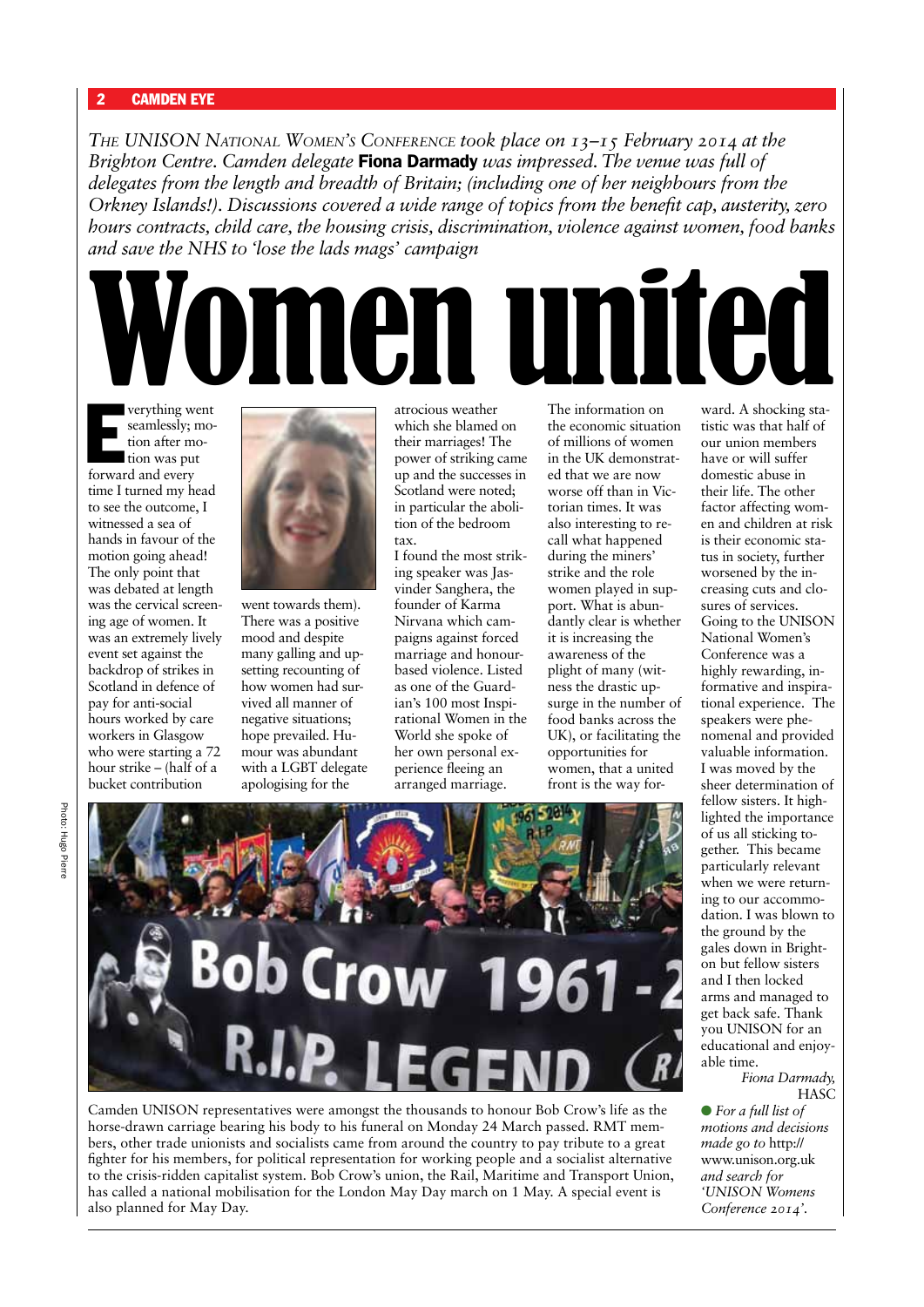*The UNISON National Women's Conference took place on 13–15 February 2014 at the Brighton Centre. Camden delegate* **Fiona Darmady** *was impressed. The venue was full of delegates from the length and breadth of Britain; (including one of her neighbours from the Orkney Islands!). Discussions covered a wide range of topics from the benefit cap, austerity, zero hours contracts, child care, the housing crisis, discrimination, violence against women, food banks and save the NHS to 'lose the lads mags' campaign*

# Women united

Everything went seamlessly; motion after motion was put forward and every time I turned my head to see the outcome, I witnessed a sea of hands in favour of the motion going ahead! The only point that was debated at length was the cervical screening age of women. It was an extremely lively event set against the backdrop of strikes in Scotland in defence of pay for anti-social hours worked by care workers in Glasgow who were starting a 72 hour strike – (half of a bucket contribution went towards them). There was a positive mood and despite many galling and upsetting recounting of how women had survived all manner of negative situations; hope prevailed. Humour was abundant with a LGBT delegate apologising for the atrocious weather which she blamed on their marriages! The power of striking came up and the successes in Scotland were noted; in particular the abolition of the bedroom tax.

I found the most striking speaker was Jasvinder Sanghera, the founder of Karma Nirvana which campaigns against forced marriage and honour-based violence. Listed as one of the Guardian's 100 most Inspirational Women in the World she spoke of her own personal experience fleeing an arranged marriage.

The information on the economic situation of millions of women in the UK demonstrated that we are now worse off than in Victorian times. It was also interesting to recall what happened during the miners' strike and the role women played in support. What is abundantly clear is whether it is increasing the awareness of the plight of many (witness the drastic upsurge in the number of food banks across the UK), or facilitating the opportunities for women, that a united front is the way forward. A shocking statistic was that half of our union members have or will suffer domestic abuse in their life. The other factor affecting women and children at risk is their economic status in society, further worsened by the increasing cuts and closures of services.

Going to the UNISON National Women's Conference was a highly rewarding, informative and inspirational experience. The speakers were phenomenal and provided valuable information. I was moved by the sheer determination of fellow sisters. It highlighted the importance of us all sticking together. This became particularly relevant when we were returning to our accommodation. I was blown to the ground by the gales down in Brighton but fellow sisters and I then locked arms and managed to get back safe. Thank you UNISON for an educational and enjoyable time.

*Fiona Darmady,*
HASC

● *For a full list of motions and decisions made go to* http://www.unison.org.uk *and search for 'UNISON Womens Conference 2014'.*

Photo: Hugo Pierre

Camden UNISON representatives were amongst the thousands to honour Bob Crow's life as the horse-drawn carriage bearing his body to his funeral on Monday 24 March passed. RMT members, other trade unionists and socialists came from around the country to pay tribute to a great fighter for his members, for political representation for working people and a socialist alternative to the crisis-ridden capitalist system. Bob Crow's union, the Rail, Maritime and Transport Union, has called a national mobilisation for the London May Day march on 1 May. A special event is also planned for May Day.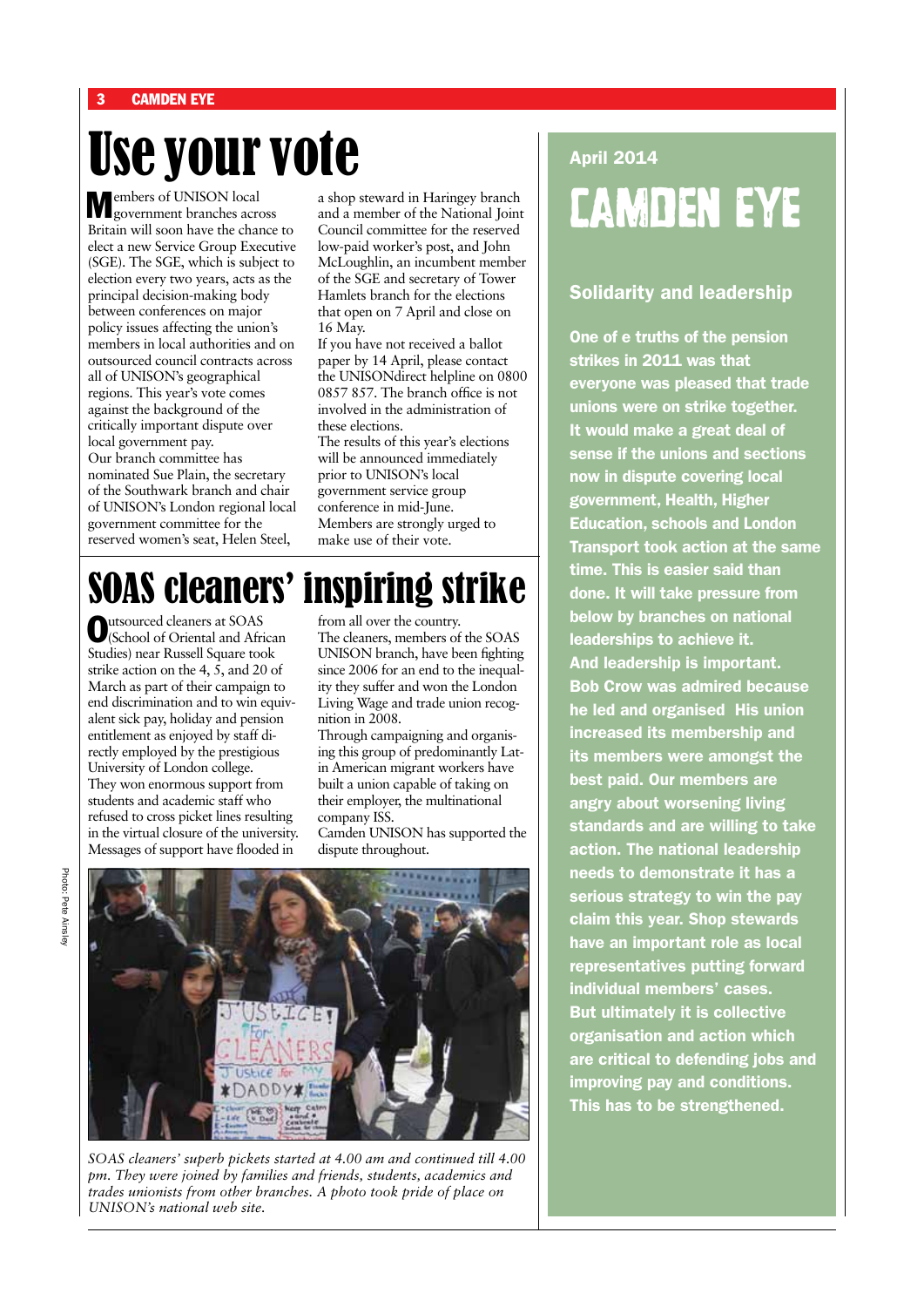# Use your vote

Members of UNISON local government branches across Britain will soon have the chance to elect a new Service Group Executive (SGE). The SGE, which is subject to election every two years, acts as the principal decision-making body between conferences on major policy issues affecting the union's members in local authorities and on outsourced council contracts across all of UNISON's geographical regions. This year's vote comes against the background of the critically important dispute over local government pay.

Our branch committee has nominated Sue Plain, the secretary of the Southwark branch and chair of UNISON's London regional local government committee for the reserved women's seat, Helen Steel, a shop steward in Haringey branch and a member of the National Joint Council committee for the reserved low-paid worker's post, and John McLoughlin, an incumbent member of the SGE and secretary of Tower Hamlets branch for the elections that open on 7 April and close on 16 May.

If you have not received a ballot paper by 14 April, please contact the UNISONdirect helpline on 0800 0857 857. The branch office is not involved in the administration of these elections.

The results of this year's elections will be announced immediately prior to UNISON's local government service group conference in mid-June.

Members are strongly urged to make use of their vote.

# SOAS cleaners' inspiring strike

Outsourced cleaners at SOAS (School of Oriental and African Studies) near Russell Square took strike action on the 4, 5, and 20 of March as part of their campaign to end discrimination and to win equivalent sick pay, holiday and pension entitlement as enjoyed by staff directly employed by the prestigious University of London college.

They won enormous support from students and academic staff who refused to cross picket lines resulting in the virtual closure of the university. Messages of support have flooded in from all over the country.

The cleaners, members of the SOAS UNISON branch, have been fighting since 2006 for an end to the inequality they suffer and won the London Living Wage and trade union recognition in 2008.

Through campaigning and organising this group of predominantly Latin American migrant workers have built a union capable of taking on their employer, the multinational company ISS.

Camden UNISON has supported the dispute throughout.

Photo: Pete Ainsley

*SOAS cleaners' superb pickets started at 4.00 am and continued till 4.00 pm. They were joined by families and friends, students, academics and trades unionists from other branches. A photo took pride of place on UNISON's national web site.*

April 2014

# CAMDEN EYE

## Solidarity and leadership

**One of e truths of the pension strikes in 2011 was that everyone was pleased that trade unions were on strike together. It would make a great deal of sense if the unions and sections now in dispute covering local government, Health, Higher Education, schools and London Transport took action at the same time. This is easier said than done. It will take pressure from below by branches on national leaderships to achieve it.**

**And leadership is important. Bob Crow was admired because he led and organised His union increased its membership and its members were amongst the best paid. Our members are angry about worsening living standards and are willing to take action. The national leadership needs to demonstrate it has a serious strategy to win the pay claim this year. Shop stewards have an important role as local representatives putting forward individual members' cases.**

**But ultimately it is collective organisation and action which are critical to defending jobs and improving pay and conditions. This has to be strengthened.**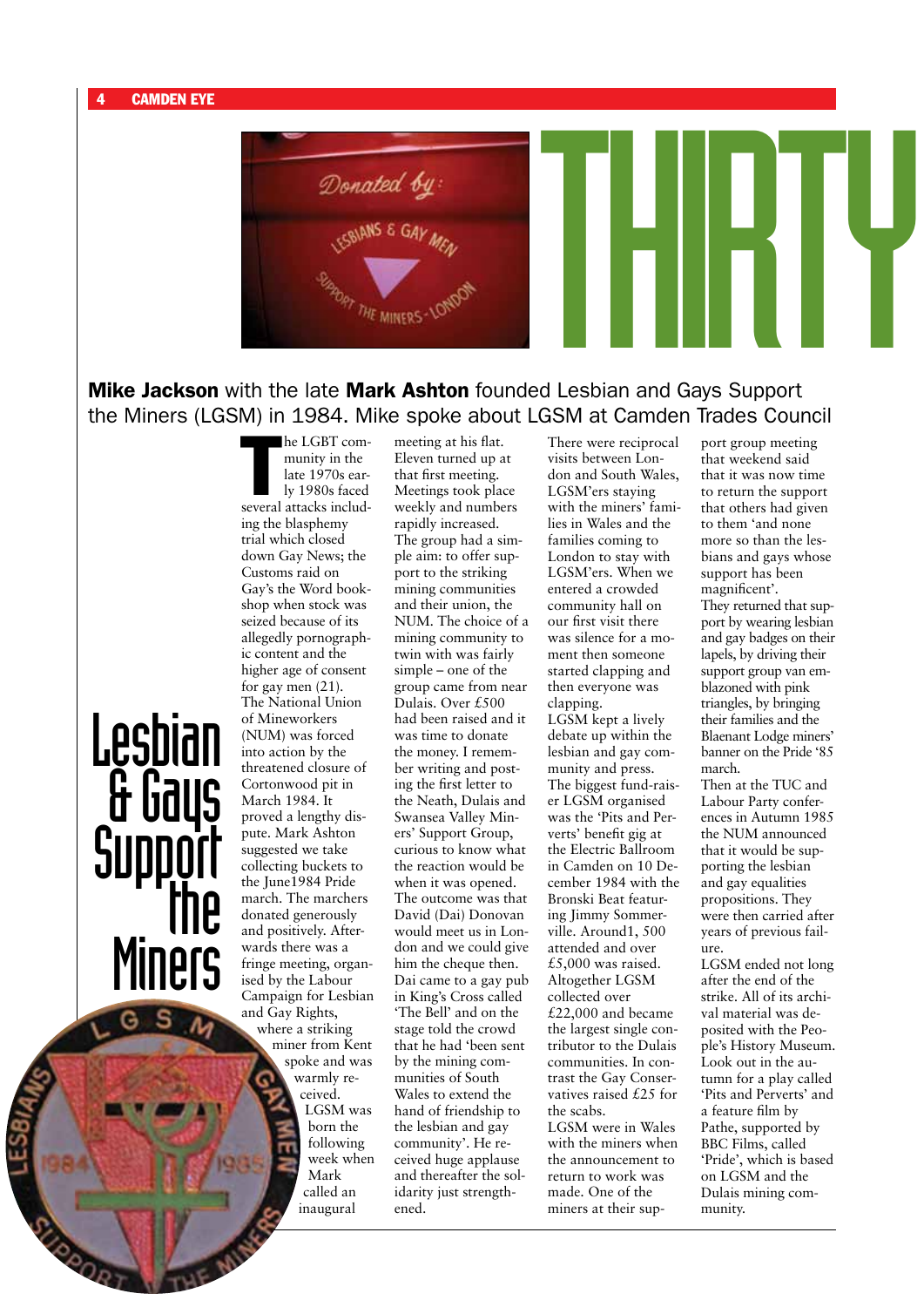# THIRTY

**Mike Jackson** with the late **Mark Ashton** founded Lesbian and Gays Support the Miners (LGSM) in 1984. Mike spoke about LGSM at Camden Trades Council

## Lesbian & Gays Support the Miners

The LGBT community in the late 1970s early 1980s faced several attacks including the blasphemy trial which closed down Gay News; the Customs raid on Gay's the Word bookshop when stock was seized because of its allegedly pornographic content and the higher age of consent for gay men (21).

The National Union of Mineworkers (NUM) was forced into action by the threatened closure of Cortonwood pit in March 1984. It proved a lengthy dispute. Mark Ashton suggested we take collecting buckets to the June1984 Pride march. The marchers donated generously and positively. Afterwards there was a fringe meeting, organised by the Labour Campaign for Lesbian and Gay Rights, where a striking miner from Kent spoke and was warmly received.

LGSM was born the following week when Mark called an inaugural meeting at his flat. Eleven turned up at that first meeting. Meetings took place weekly and numbers rapidly increased.

The group had a simple aim: to offer support to the striking mining communities and their union, the NUM. The choice of a mining community to twin with was fairly simple – one of the group came from near Dulais. Over £500 had been raised and it was time to donate the money. I remember writing and posting the first letter to the Neath, Dulais and Swansea Valley Miners' Support Group, curious to know what the reaction would be when it was opened. The outcome was that David (Dai) Donovan would meet us in London and we could give him the cheque then. Dai came to a gay pub in King's Cross called 'The Bell' and on the stage told the crowd that he had 'been sent by the mining communities of South Wales to extend the hand of friendship to the lesbian and gay community'. He received huge applause and thereafter the solidarity just strengthened.

There were reciprocal visits between London and South Wales, LGSM'ers staying with the miners' families in Wales and the families coming to London to stay with LGSM'ers. When we entered a crowded community hall on our first visit there was silence for a moment then someone started clapping and then everyone was clapping.

LGSM kept a lively debate up within the lesbian and gay community and press.

The biggest fund-raiser LGSM organised was the 'Pits and Perverts' benefit gig at the Electric Ballroom in Camden on 10 December 1984 with the Bronski Beat featuring Jimmy Sommerville. Around1, 500 attended and over £5,000 was raised.

Altogether LGSM collected over £22,000 and became the largest single contributor to the Dulais communities. In contrast the Gay Conservatives raised £25 for the scabs.

LGSM were in Wales with the miners when the announcement to return to work was made. One of the miners at their support group meeting that weekend said that it was now time to return the support that others had given to them 'and none more so than the lesbians and gays whose support has been magnificent'.

They returned that support by wearing lesbian and gay badges on their lapels, by driving their support group van emblazoned with pink triangles, by bringing their families and the Blaenant Lodge miners' banner on the Pride '85 march.

Then at the TUC and Labour Party conferences in Autumn 1985 the NUM announced that it would be supporting the lesbian and gay equalities propositions. They were then carried after years of previous failure.

LGSM ended not long after the end of the strike. All of its archival material was deposited with the People's History Museum. Look out in the autumn for a play called 'Pits and Perverts' and a feature film by Pathe, supported by BBC Films, called 'Pride', which is based on LGSM and the Dulais mining community.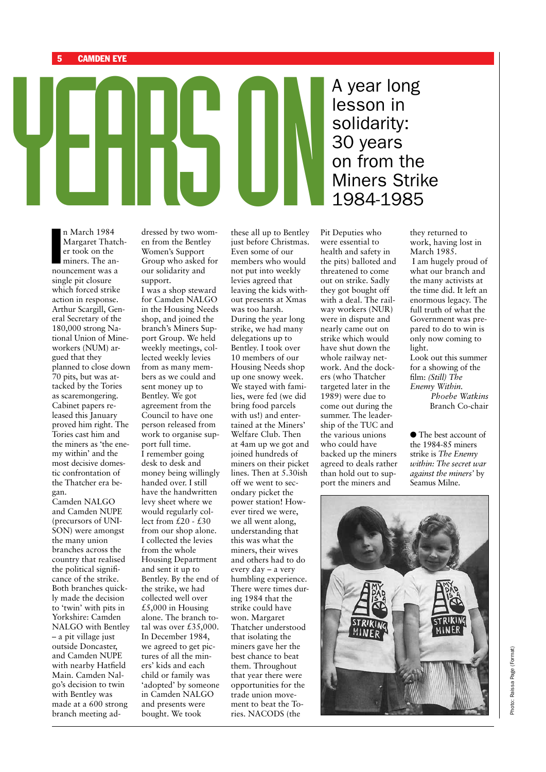# YEARS ON

## A year long lesson in solidarity: 30 years on from the Miners Strike 1984-1985

In March 1984 Margaret Thatcher took on the miners. The announcement was a single pit closure which forced strike action in response. Arthur Scargill, General Secretary of the 180,000 strong National Union of Mineworkers (NUM) argued that they planned to close down 70 pits, but was attacked by the Tories as scaremongering. Cabinet papers released this January proved him right. The Tories cast him and the miners as 'the enemy within' and the most decisive domestic confrontation of the Thatcher era began.

Camden NALGO and Camden NUPE (precursors of UNISON) were amongst the many union branches across the country that realised the political significance of the strike. Both branches quickly made the decision to 'twin' with pits in Yorkshire: Camden NALGO with Bentley – a pit village just outside Doncaster, and Camden NUPE with nearby Hatfield Main. Camden Nalgo's decision to twin with Bentley was made at a 600 strong branch meeting addressed by two women from the Bentley Women's Support Group who asked for our solidarity and support.

I was a shop steward for Camden NALGO in the Housing Needs shop, and joined the branch's Miners Support Group. We held weekly meetings, collected weekly levies from as many members as we could and sent money up to Bentley. We got agreement from the Council to have one person released from work to organise support full time.

I remember going desk to desk and money being willingly handed over. I still have the handwritten levy sheet where we would regularly collect from £20 - £30 from our shop alone. I collected the levies from the whole Housing Department and sent it up to Bentley. By the end of the strike, we had collected well over £5,000 in Housing alone. The branch total was over £35,000.

In December 1984, we agreed to get pictures of all the miners' kids and each child or family was 'adopted' by someone in Camden NALGO and presents were bought. We took these all up to Bentley just before Christmas. Even some of our members who would not put into weekly levies agreed that leaving the kids without presents at Xmas was too harsh.

During the year long strike, we had many delegations up to Bentley. I took over 10 members of our Housing Needs shop up one snowy week. We stayed with families, were fed (we did bring food parcels with us!) and entertained at the Miners' Welfare Club. Then at 4am up we got and joined hundreds of miners on their picket lines. Then at 5.30ish off we went to secondary picket the power station! However tired we were, we all went along, understanding that this was what the miners, their wives and others had to do every day – a very humbling experience.

There were times during 1984 that the strike could have won. Margaret Thatcher understood that isolating the miners gave her the best chance to beat them. Throughout that year there were opportunities for the trade union movement to beat the Tories. NACODS (the Pit Deputies who were essential to health and safety in the pits) balloted and threatened to come out on strike. Sadly they got bought off with a deal. The railway workers (NUR) were in dispute and nearly came out on strike which would have shut down the whole railway network. And the dockers (who Thatcher targeted later in the 1989) were due to come out during the summer. The leadership of the TUC and the various unions who could have backed up the miners agreed to deals rather than hold out to support the miners and they returned to work, having lost in March 1985.

I am hugely proud of what our branch and the many activists at the time did. It left an enormous legacy. The full truth of what the Government was prepared to do to win is only now coming to light.

Look out this summer for a showing of the film: *(Still) The Enemy Within.*

*Phoebe Watkins*
Branch Co-chair

● The best account of the 1984-85 miners strike is *The Enemy within: The secret war against the miners'* by Seamus Milne.

Photo: Raissa Page (Format)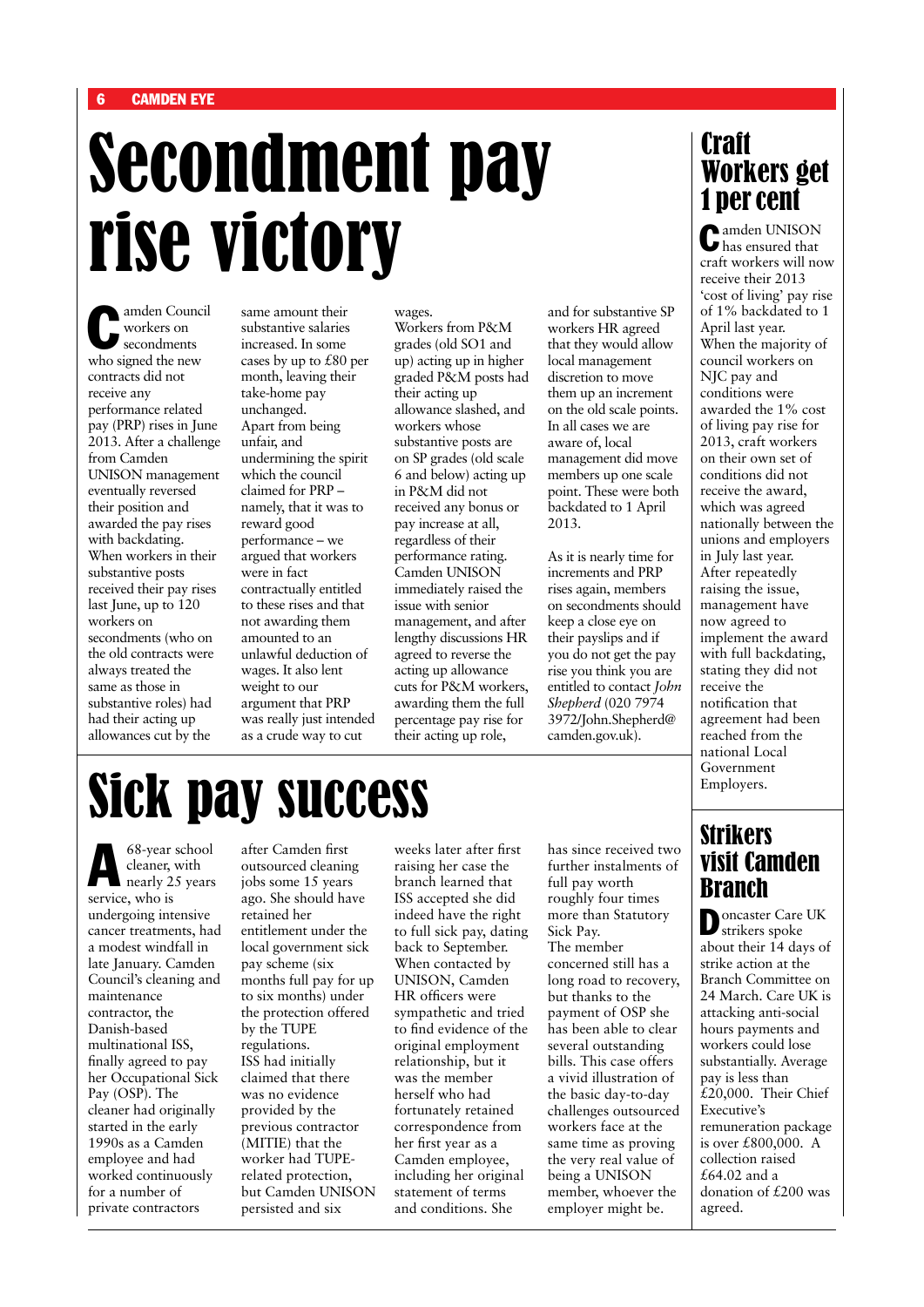# Secondment pay rise victory

Camden Council workers on secondments who signed the new contracts did not receive any performance related pay (PRP) rises in June 2013. After a challenge from Camden UNISON management eventually reversed their position and awarded the pay rises with backdating.

When workers in their substantive posts received their pay rises last June, up to 120 workers on secondments (who on the old contracts were always treated the same as those in substantive roles) had had their acting up allowances cut by the same amount their substantive salaries increased. In some cases by up to £80 per month, leaving their take-home pay unchanged.

Apart from being unfair, and undermining the spirit which the council claimed for PRP – namely, that it was to reward good performance – we argued that workers were in fact contractually entitled to these rises and that not awarding them amounted to an unlawful deduction of wages. It also lent weight to our argument that PRP was really just intended as a crude way to cut wages.

Workers from P&M grades (old SO1 and up) acting up in higher graded P&M posts had their acting up allowance slashed, and workers whose substantive posts are on SP grades (old scale 6 and below) acting up in P&M did not received any bonus or pay increase at all, regardless of their performance rating.

Camden UNISON immediately raised the issue with senior management, and after lengthy discussions HR agreed to reverse the acting up allowance cuts for P&M workers, awarding them the full percentage pay rise for their acting up role, and for substantive SP workers HR agreed that they would allow local management discretion to move them up an increment on the old scale points. In all cases we are aware of, local management did move members up one scale point. These were both backdated to 1 April 2013.

As it is nearly time for increments and PRP rises again, members on secondments should keep a close eye on their payslips and if you do not get the pay rise you think you are entitled to contact *John Shepherd* (020 7974 3972/John.Shepherd@camden.gov.uk).

# Sick pay success

A 68-year school cleaner, with nearly 25 years service, who is undergoing intensive cancer treatments, had a modest windfall in late January. Camden Council's cleaning and maintenance contractor, the Danish-based multinational ISS, finally agreed to pay her Occupational Sick Pay (OSP). The cleaner had originally started in the early 1990s as a Camden employee and had worked continuously for a number of private contractors after Camden first outsourced cleaning jobs some 15 years ago. She should have retained her entitlement under the local government sick pay scheme (six months full pay for up to six months) under the protection offered by the TUPE regulations.

ISS had initially claimed that there was no evidence provided by the previous contractor (MITIE) that the worker had TUPE-related protection, but Camden UNISON persisted and six weeks later after first raising her case the branch learned that ISS accepted she did indeed have the right to full sick pay, dating back to September.

When contacted by UNISON, Camden HR officers were sympathetic and tried to find evidence of the original employment relationship, but it was the member herself who had fortunately retained correspondence from her first year as a Camden employee, including her original statement of terms and conditions. She has since received two further instalments of full pay worth roughly four times more than Statutory Sick Pay.

The member concerned still has a long road to recovery, but thanks to the payment of OSP she has been able to clear several outstanding bills. This case offers a vivid illustration of the basic day-to-day challenges outsourced workers face at the same time as proving the very real value of being a UNISON member, whoever the employer might be.

## Craft Workers get 1 per cent

Camden UNISON has ensured that craft workers will now receive their 2013 'cost of living' pay rise of 1% backdated to 1 April last year.

When the majority of council workers on NJC pay and conditions were awarded the 1% cost of living pay rise for 2013, craft workers on their own set of conditions did not receive the award, which was agreed nationally between the unions and employers in July last year.

After repeatedly raising the issue, management have now agreed to implement the award with full backdating, stating they did not receive the notification that agreement had been reached from the national Local Government Employers.

## Strikers visit Camden Branch

Doncaster Care UK strikers spoke about their 14 days of strike action at the Branch Committee on 24 March. Care UK is attacking anti-social hours payments and workers could lose substantially. Average pay is less than £20,000. Their Chief Executive's remuneration package is over £800,000. A collection raised £64.02 and a donation of £200 was agreed.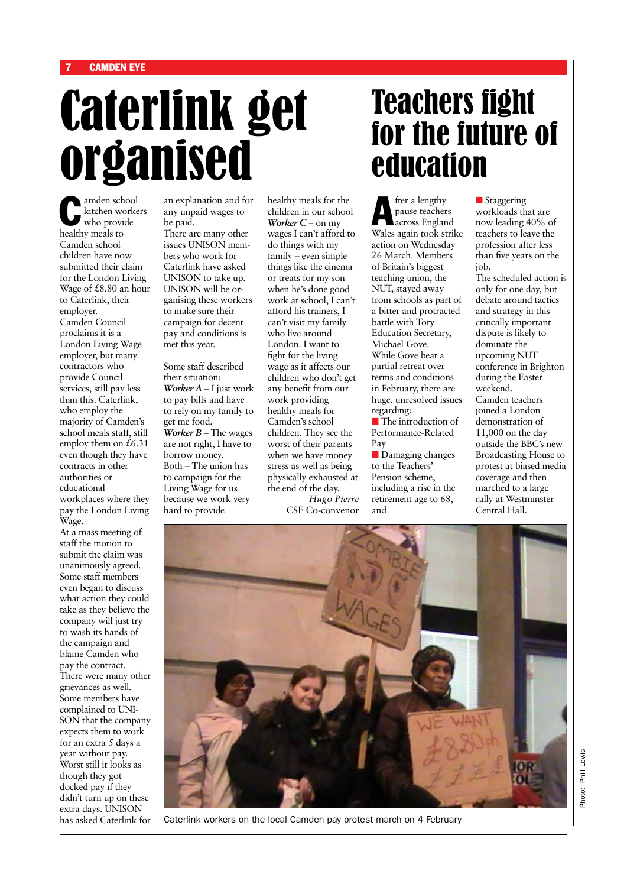# Caterlink get organised

Camden school kitchen workers who provide healthy meals to Camden school children have now submitted their claim for the London Living Wage of £8.80 an hour to Caterlink, their employer.

Camden Council proclaims it is a London Living Wage employer, but many contractors who provide Council services, still pay less than this. Caterlink, who employ the majority of Camden's school meals staff, still employ them on £6.31 even though they have contracts in other authorities or educational workplaces where they pay the London Living Wage.

At a mass meeting of staff the motion to submit the claim was unanimously agreed. Some staff members even began to discuss what action they could take as they believe the company will just try to wash its hands of the campaign and blame Camden who pay the contract.

There were many other grievances as well. Some members have complained to UNISON that the company expects them to work for an extra 5 days a year without pay. Worst still it looks as though they got docked pay if they didn't turn up on these extra days. UNISON has asked Caterlink for an explanation and for any unpaid wages to be paid.

There are many other issues UNISON members who work for Caterlink have asked UNISON to take up. UNISON will be organising these workers to make sure their campaign for decent pay and conditions is met this year.

Some staff described their situation:

***Worker A*** – I just work to pay bills and have to rely on my family to get me food.

***Worker B*** – The wages are not right, I have to borrow money.

Both – The union has to campaign for the Living Wage for us because we work very hard to provide healthy meals for the children in our school

***Worker C*** – on my wages I can't afford to do things with my family – even simple things like the cinema or treats for my son when he's done good work at school, I can't afford his trainers, I can't visit my family who live around London. I want to fight for the living wage as it affects our children who don't get any benefit from our work providing healthy meals for Camden's school children. They see the worst of their parents when we have money stress as well as being physically exhausted at the end of the day.

*Hugo Pierre*
CSF Co-convenor

Caterlink workers on the local Camden pay protest march on 4 February

Photo: Phill Lewis

# Teachers fight for the future of education

After a lengthy pause teachers across England Wales again took strike action on Wednesday 26 March. Members of Britain's biggest teaching union, the NUT, stayed away from schools as part of a bitter and protracted battle with Tory Education Secretary, Michael Gove.

While Gove beat a partial retreat over terms and conditions in February, there are huge, unresolved issues regarding:

- The introduction of Performance-Related Pay
- Damaging changes to the Teachers' Pension scheme, including a rise in the retirement age to 68, and
- Staggering workloads that are now leading 40% of teachers to leave the profession after less than five years on the job.

The scheduled action is only for one day, but debate around tactics and strategy in this critically important dispute is likely to dominate the upcoming NUT conference in Brighton during the Easter weekend.

Camden teachers joined a London demonstration of 11,000 on the day outside the BBC's new Broadcasting House to protest at biased media coverage and then marched to a large rally at Westminster Central Hall.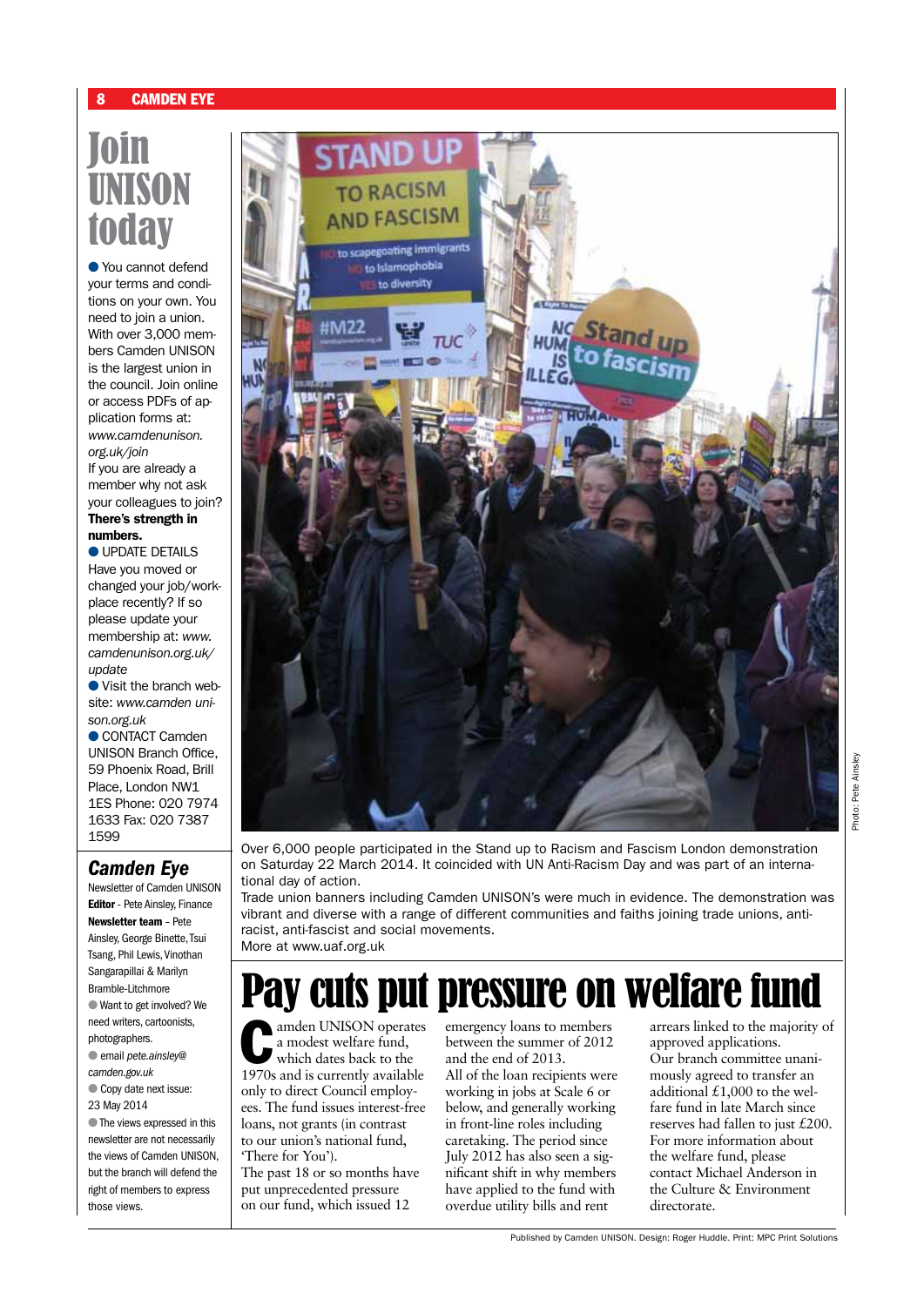# Join UNISON today

● You cannot defend your terms and conditions on your own. You need to join a union. With over 3,000 members Camden UNISON is the largest union in the council. Join online or access PDFs of application forms at: *www.camdenunison.org.uk/join*

If you are already a member why not ask your colleagues to join? **There's strength in numbers.**

● UPDATE DETAILS Have you moved or changed your job/workplace recently? If so please update your membership at: *www.camdenunison.org.uk/update*

● Visit the branch website: *www.camden unison.org.uk*

● CONTACT Camden UNISON Branch Office, 59 Phoenix Road, Brill Place, London NW1 1ES Phone: 020 7974 1633 Fax: 020 7387 1599

## Camden Eye

Newsletter of Camden UNISON

**Editor** - Pete Ainsley, Finance

**Newsletter team** – Pete Ainsley, George Binette, Tsui Tsang, Phil Lewis, Vinothan Sangarapillai & Marilyn Bramble-Litchmore

● Want to get involved? We need writers, cartoonists, photographers.

● email *pete.ainsley@camden.gov.uk*

● Copy date next issue: 23 May 2014

● The views expressed in this newsletter are not necessarily the views of Camden UNISON, but the branch will defend the right of members to express those views.

Photo: Pete Ainsley

Over 6,000 people participated in the Stand up to Racism and Fascism London demonstration on Saturday 22 March 2014. It coincided with UN Anti-Racism Day and was part of an international day of action.

Trade union banners including Camden UNISON's were much in evidence. The demonstration was vibrant and diverse with a range of different communities and faiths joining trade unions, anti-racist, anti-fascist and social movements.

More at www.uaf.org.uk

# Pay cuts put pressure on welfare fund

Camden UNISON operates a modest welfare fund, which dates back to the 1970s and is currently available only to direct Council employees. The fund issues interest-free loans, not grants (in contrast to our union's national fund, 'There for You').

The past 18 or so months have put unprecedented pressure on our fund, which issued 12 emergency loans to members between the summer of 2012 and the end of 2013.

All of the loan recipients were working in jobs at Scale 6 or below, and generally working in front-line roles including caretaking. The period since July 2012 has also seen a significant shift in why members have applied to the fund with overdue utility bills and rent arrears linked to the majority of approved applications.

Our branch committee unanimously agreed to transfer an additional £1,000 to the welfare fund in late March since reserves had fallen to just £200. For more information about the welfare fund, please contact Michael Anderson in the Culture & Environment directorate.

Published by Camden UNISON. Design: Roger Huddle. Print: MPC Print Solutions